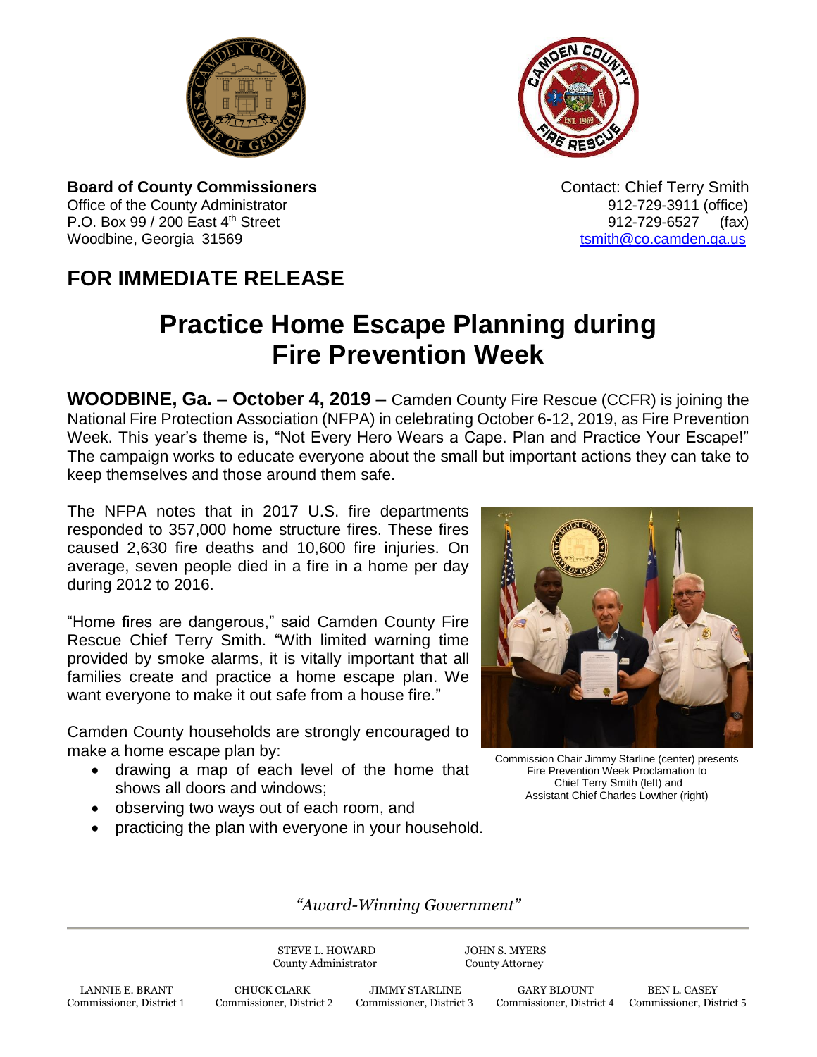**Board of County Commissioners**
Office of the County Administrator
P.O. Box 99 / 200 East 4th Street
Woodbine, Georgia 31569

Contact: Chief Terry Smith
912-729-3911 (office)
912-729-6527 (fax)
tsmith@co.camden.ga.us

## FOR IMMEDIATE RELEASE

# Practice Home Escape Planning during Fire Prevention Week

**WOODBINE, Ga. – October 4, 2019 –** Camden County Fire Rescue (CCFR) is joining the National Fire Protection Association (NFPA) in celebrating October 6-12, 2019, as Fire Prevention Week. This year's theme is, "Not Every Hero Wears a Cape. Plan and Practice Your Escape!" The campaign works to educate everyone about the small but important actions they can take to keep themselves and those around them safe.

The NFPA notes that in 2017 U.S. fire departments responded to 357,000 home structure fires. These fires caused 2,630 fire deaths and 10,600 fire injuries. On average, seven people died in a fire in a home per day during 2012 to 2016.

"Home fires are dangerous," said Camden County Fire Rescue Chief Terry Smith. "With limited warning time provided by smoke alarms, it is vitally important that all families create and practice a home escape plan. We want everyone to make it out safe from a house fire."

Camden County households are strongly encouraged to make a home escape plan by:

- drawing a map of each level of the home that shows all doors and windows;
- observing two ways out of each room, and
- practicing the plan with everyone in your household.

Commission Chair Jimmy Starline (center) presents Fire Prevention Week Proclamation to Chief Terry Smith (left) and Assistant Chief Charles Lowther (right)

*"Award-Winning Government"*

STEVE L. HOWARD
County Administrator

JOHN S. MYERS
County Attorney

LANNIE E. BRANT, Commissioner, District 1
CHUCK CLARK, Commissioner, District 2
JIMMY STARLINE, Commissioner, District 3
GARY BLOUNT, Commissioner, District 4
BEN L. CASEY, Commissioner, District 5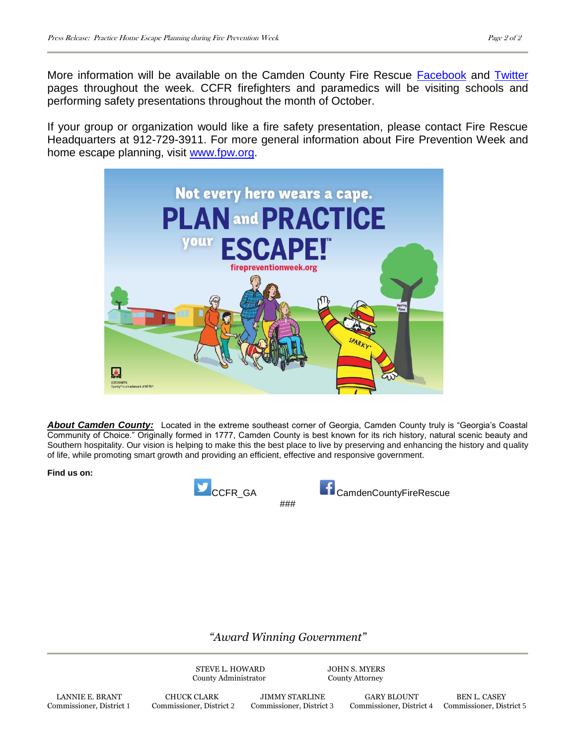More information will be available on the Camden County Fire Rescue Facebook and Twitter pages throughout the week. CCFR firefighters and paramedics will be visiting schools and performing safety presentations throughout the month of October.

If your group or organization would like a fire safety presentation, please contact Fire Rescue Headquarters at 912-729-3911. For more general information about Fire Prevention Week and home escape planning, visit www.fpw.org.

***About Camden County:*** Located in the extreme southeast corner of Georgia, Camden County truly is "Georgia's Coastal Community of Choice." Originally formed in 1777, Camden County is best known for its rich history, natural scenic beauty and Southern hospitality. Our vision is helping to make this the best place to live by preserving and enhancing the history and quality of life, while promoting smart growth and providing an efficient, effective and responsive government.

**Find us on:**

CCFR_GA CamdenCountyFireRescue

###

*"Award Winning Government"*

STEVE L. HOWARD
County Administrator

JOHN S. MYERS
County Attorney

LANNIE E. BRANT
Commissioner, District 1

CHUCK CLARK
Commissioner, District 2

JIMMY STARLINE
Commissioner, District 3

GARY BLOUNT
Commissioner, District 4

BEN L. CASEY
Commissioner, District 5